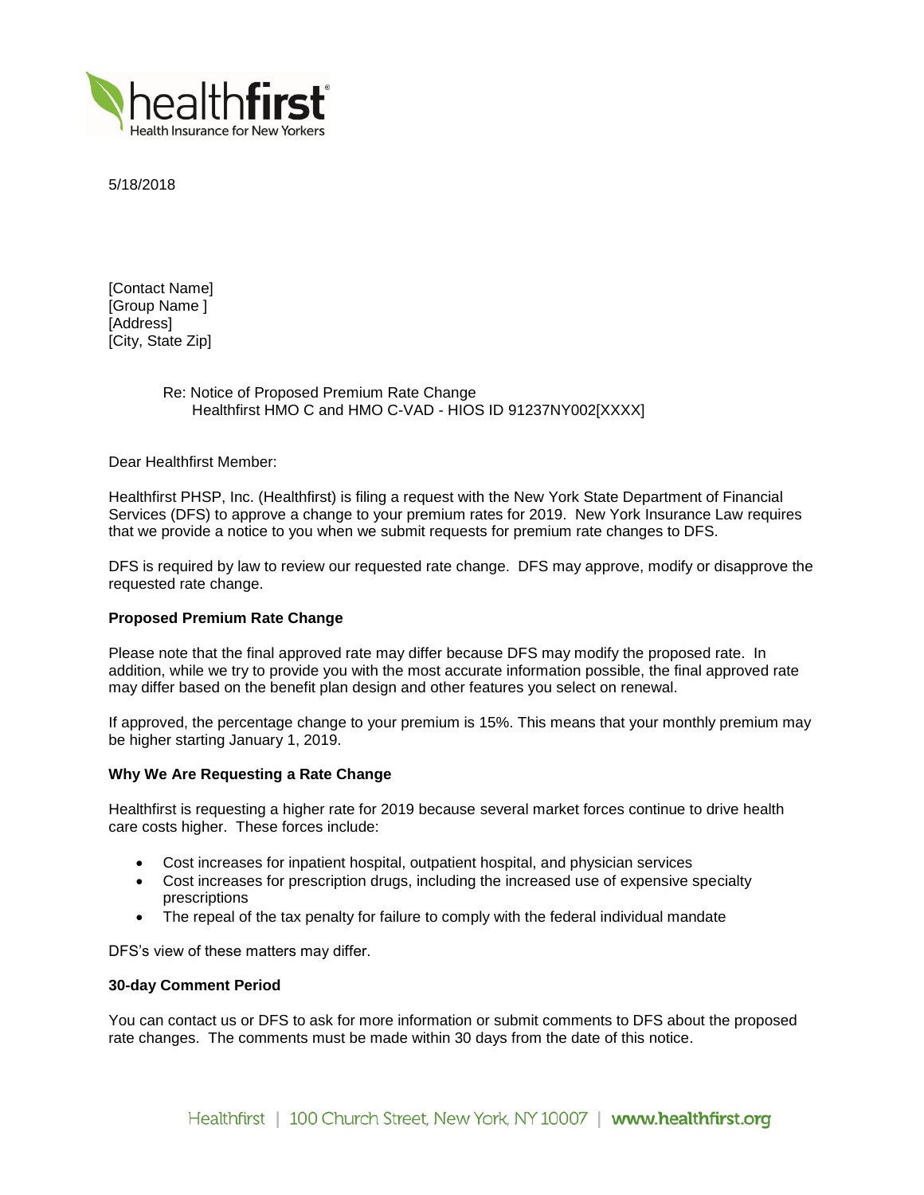5/18/2018

[Contact Name]
[Group Name ]
[Address]
[City, State Zip]

Re: Notice of Proposed Premium Rate Change
Healthfirst HMO C and HMO C-VAD - HIOS ID 91237NY002[XXXX]

Dear Healthfirst Member:

Healthfirst PHSP, Inc. (Healthfirst) is filing a request with the New York State Department of Financial Services (DFS) to approve a change to your premium rates for 2019. New York Insurance Law requires that we provide a notice to you when we submit requests for premium rate changes to DFS.

DFS is required by law to review our requested rate change. DFS may approve, modify or disapprove the requested rate change.

**Proposed Premium Rate Change**

Please note that the final approved rate may differ because DFS may modify the proposed rate. In addition, while we try to provide you with the most accurate information possible, the final approved rate may differ based on the benefit plan design and other features you select on renewal.

If approved, the percentage change to your premium is 15%. This means that your monthly premium may be higher starting January 1, 2019.

**Why We Are Requesting a Rate Change**

Healthfirst is requesting a higher rate for 2019 because several market forces continue to drive health care costs higher. These forces include:

- Cost increases for inpatient hospital, outpatient hospital, and physician services
- Cost increases for prescription drugs, including the increased use of expensive specialty prescriptions
- The repeal of the tax penalty for failure to comply with the federal individual mandate

DFS's view of these matters may differ.

**30-day Comment Period**

You can contact us or DFS to ask for more information or submit comments to DFS about the proposed rate changes. The comments must be made within 30 days from the date of this notice.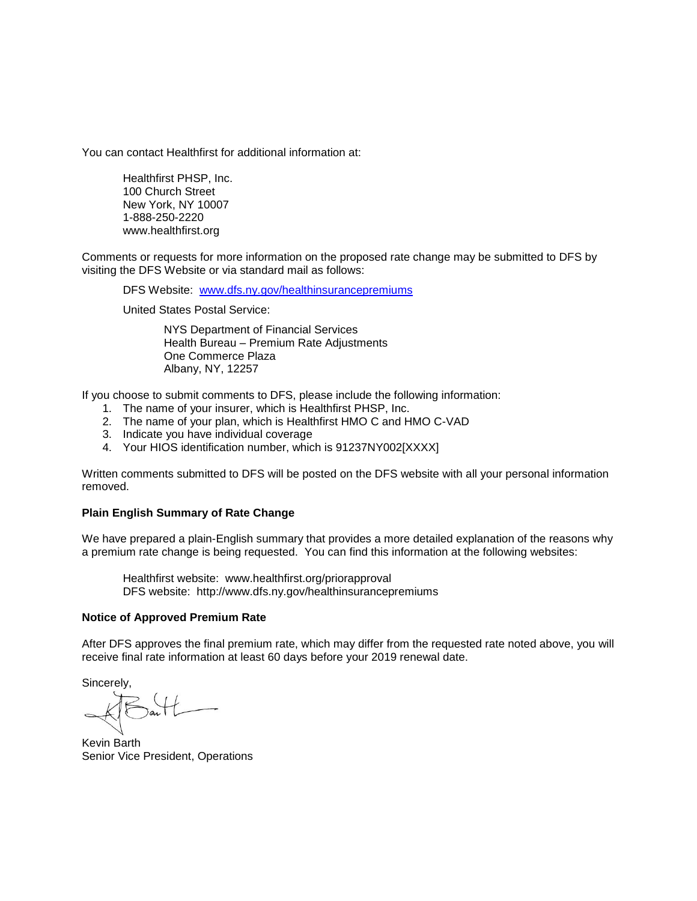You can contact Healthfirst for additional information at:

Healthfirst PHSP, Inc.
100 Church Street
New York, NY 10007
1-888-250-2220
www.healthfirst.org

Comments or requests for more information on the proposed rate change may be submitted to DFS by visiting the DFS Website or via standard mail as follows:

DFS Website: www.dfs.ny.gov/healthinsurancepremiums

United States Postal Service:

NYS Department of Financial Services
Health Bureau – Premium Rate Adjustments
One Commerce Plaza
Albany, NY, 12257

If you choose to submit comments to DFS, please include the following information:

1. The name of your insurer, which is Healthfirst PHSP, Inc.
2. The name of your plan, which is Healthfirst HMO C and HMO C-VAD
3. Indicate you have individual coverage
4. Your HIOS identification number, which is 91237NY002[XXXX]

Written comments submitted to DFS will be posted on the DFS website with all your personal information removed.

**Plain English Summary of Rate Change**

We have prepared a plain-English summary that provides a more detailed explanation of the reasons why a premium rate change is being requested. You can find this information at the following websites:

Healthfirst website: www.healthfirst.org/priorapproval
DFS website: http://www.dfs.ny.gov/healthinsurancepremiums

**Notice of Approved Premium Rate**

After DFS approves the final premium rate, which may differ from the requested rate noted above, you will receive final rate information at least 60 days before your 2019 renewal date.

Sincerely,

Kevin Barth
Senior Vice President, Operations